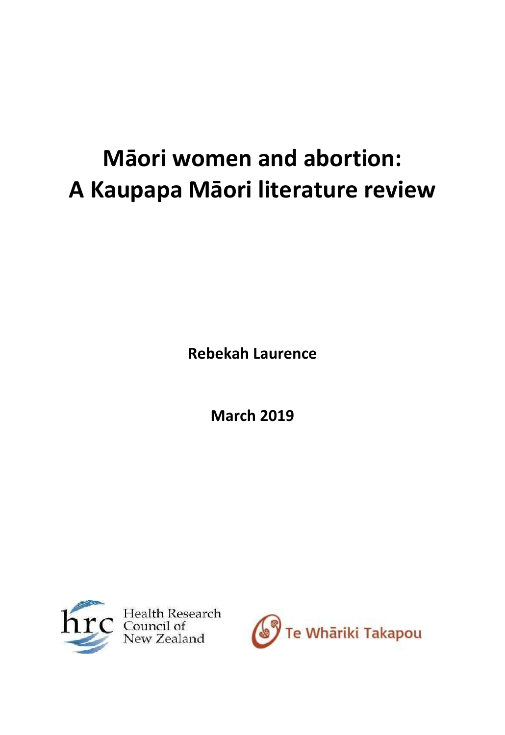# Māori women and abortion:
# A Kaupapa Māori literature review

**Rebekah Laurence**

**March 2019**

Health Research Council of New Zealand

Te Whāriki Takapou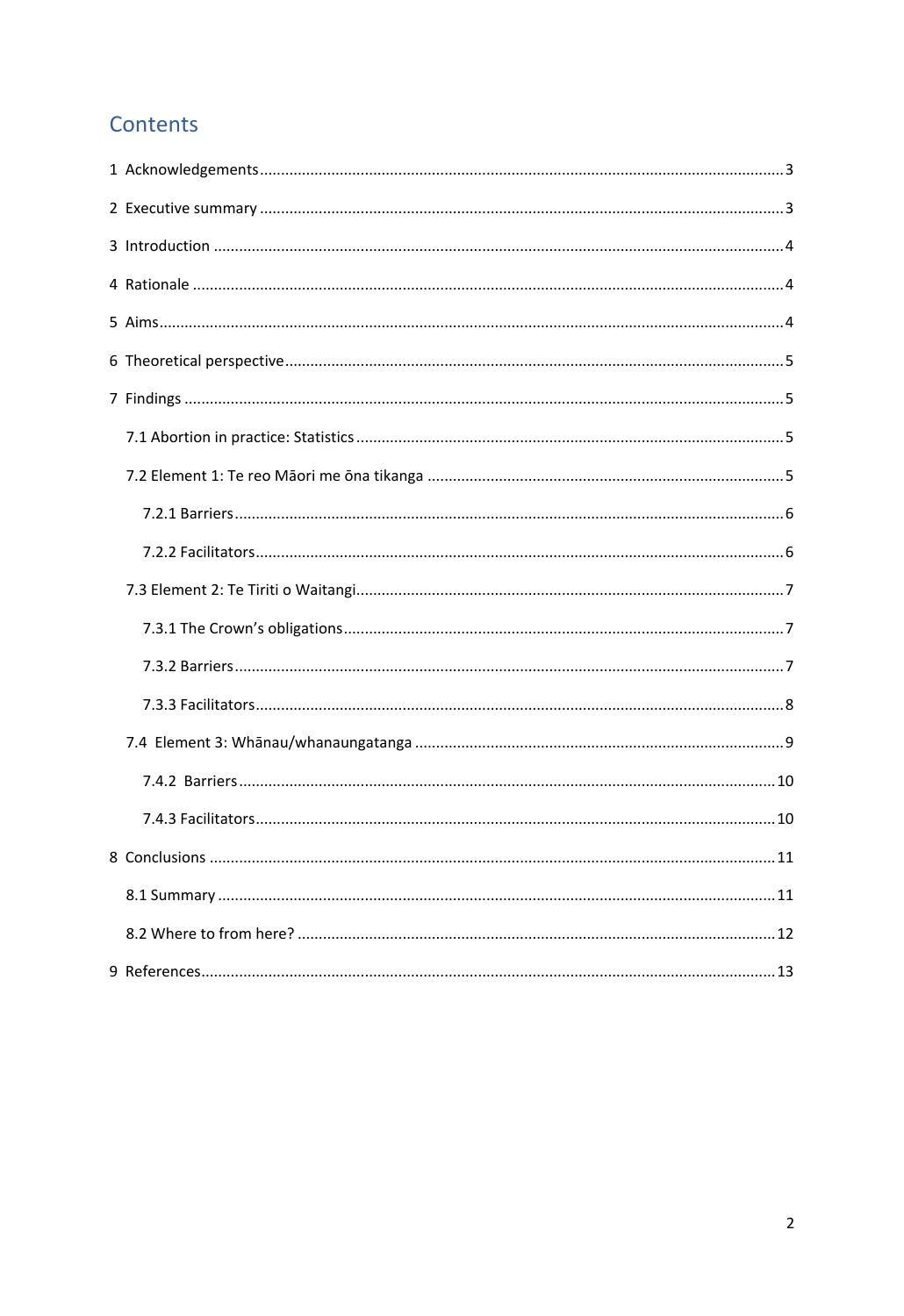# Contents

1 Acknowledgements ..... 3

2 Executive summary ..... 3

3 Introduction ..... 4

4 Rationale ..... 4

5 Aims ..... 4

6 Theoretical perspective ..... 5

7 Findings ..... 5

- 7.1 Abortion in practice: Statistics ..... 5
- 7.2 Element 1: Te reo Māori me ōna tikanga ..... 5
  - 7.2.1 Barriers ..... 6
  - 7.2.2 Facilitators ..... 6
- 7.3 Element 2: Te Tiriti o Waitangi ..... 7
  - 7.3.1 The Crown's obligations ..... 7
  - 7.3.2 Barriers ..... 7
  - 7.3.3 Facilitators ..... 8
- 7.4 Element 3: Whānau/whanaungatanga ..... 9
  - 7.4.2 Barriers ..... 10
  - 7.4.3 Facilitators ..... 10

8 Conclusions ..... 11

- 8.1 Summary ..... 11
- 8.2 Where to from here? ..... 12

9 References ..... 13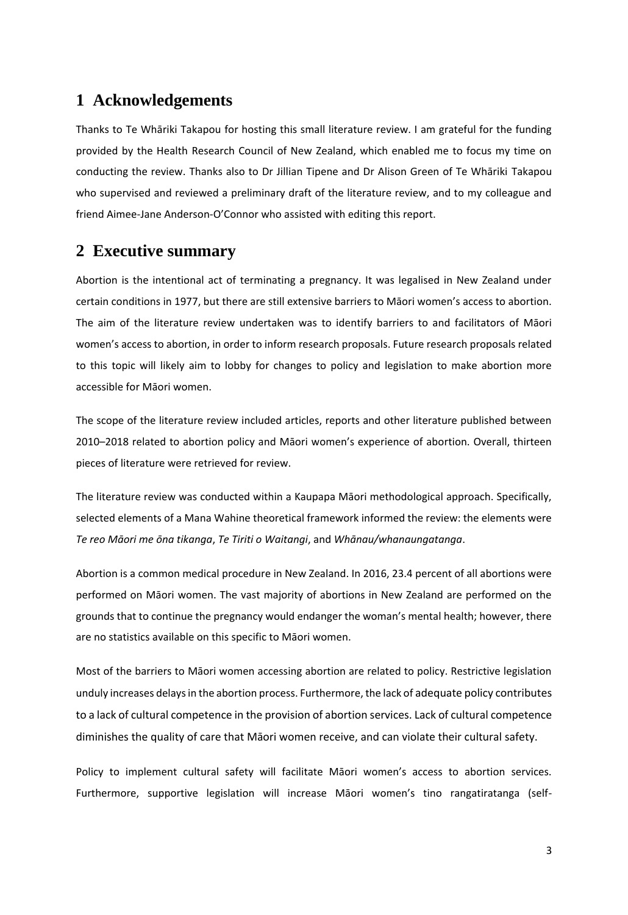# 1 Acknowledgements

Thanks to Te Whāriki Takapou for hosting this small literature review. I am grateful for the funding provided by the Health Research Council of New Zealand, which enabled me to focus my time on conducting the review. Thanks also to Dr Jillian Tipene and Dr Alison Green of Te Whāriki Takapou who supervised and reviewed a preliminary draft of the literature review, and to my colleague and friend Aimee-Jane Anderson-O'Connor who assisted with editing this report.

# 2 Executive summary

Abortion is the intentional act of terminating a pregnancy. It was legalised in New Zealand under certain conditions in 1977, but there are still extensive barriers to Māori women's access to abortion. The aim of the literature review undertaken was to identify barriers to and facilitators of Māori women's access to abortion, in order to inform research proposals. Future research proposals related to this topic will likely aim to lobby for changes to policy and legislation to make abortion more accessible for Māori women.

The scope of the literature review included articles, reports and other literature published between 2010–2018 related to abortion policy and Māori women's experience of abortion. Overall, thirteen pieces of literature were retrieved for review.

The literature review was conducted within a Kaupapa Māori methodological approach. Specifically, selected elements of a Mana Wahine theoretical framework informed the review: the elements were *Te reo Māori me ōna tikanga*, *Te Tiriti o Waitangi*, and *Whānau/whanaungatanga*.

Abortion is a common medical procedure in New Zealand. In 2016, 23.4 percent of all abortions were performed on Māori women. The vast majority of abortions in New Zealand are performed on the grounds that to continue the pregnancy would endanger the woman's mental health; however, there are no statistics available on this specific to Māori women.

Most of the barriers to Māori women accessing abortion are related to policy. Restrictive legislation unduly increases delays in the abortion process. Furthermore, the lack of adequate policy contributes to a lack of cultural competence in the provision of abortion services. Lack of cultural competence diminishes the quality of care that Māori women receive, and can violate their cultural safety.

Policy to implement cultural safety will facilitate Māori women's access to abortion services. Furthermore, supportive legislation will increase Māori women's tino rangatiratanga (self-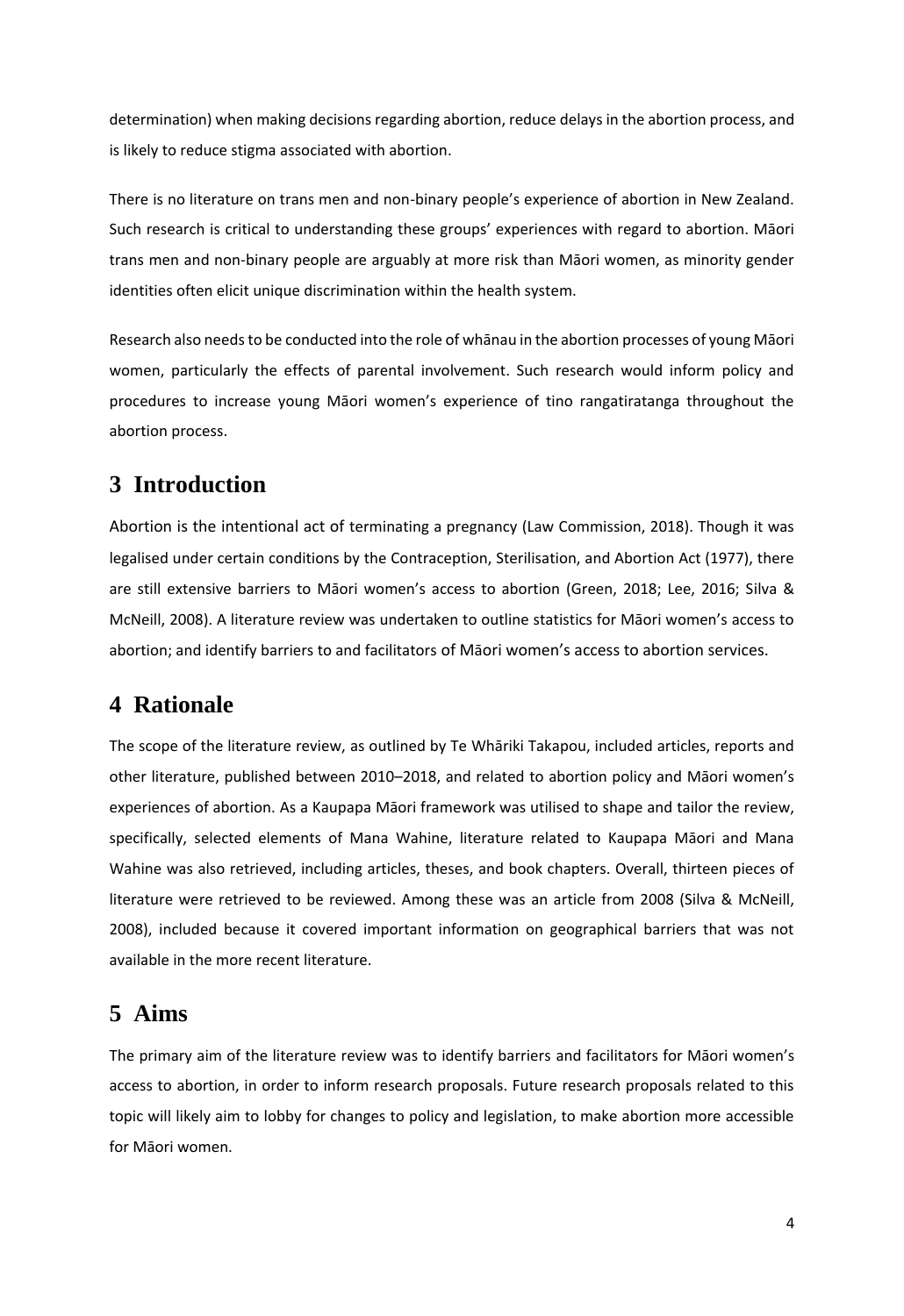determination) when making decisions regarding abortion, reduce delays in the abortion process, and is likely to reduce stigma associated with abortion.

There is no literature on trans men and non-binary people's experience of abortion in New Zealand. Such research is critical to understanding these groups' experiences with regard to abortion. Māori trans men and non-binary people are arguably at more risk than Māori women, as minority gender identities often elicit unique discrimination within the health system.

Research also needs to be conducted into the role of whānau in the abortion processes of young Māori women, particularly the effects of parental involvement. Such research would inform policy and procedures to increase young Māori women's experience of tino rangatiratanga throughout the abortion process.

# 3 Introduction

Abortion is the intentional act of terminating a pregnancy (Law Commission, 2018). Though it was legalised under certain conditions by the Contraception, Sterilisation, and Abortion Act (1977), there are still extensive barriers to Māori women's access to abortion (Green, 2018; Lee, 2016; Silva & McNeill, 2008). A literature review was undertaken to outline statistics for Māori women's access to abortion; and identify barriers to and facilitators of Māori women's access to abortion services.

# 4 Rationale

The scope of the literature review, as outlined by Te Whāriki Takapou, included articles, reports and other literature, published between 2010–2018, and related to abortion policy and Māori women's experiences of abortion. As a Kaupapa Māori framework was utilised to shape and tailor the review, specifically, selected elements of Mana Wahine, literature related to Kaupapa Māori and Mana Wahine was also retrieved, including articles, theses, and book chapters. Overall, thirteen pieces of literature were retrieved to be reviewed. Among these was an article from 2008 (Silva & McNeill, 2008), included because it covered important information on geographical barriers that was not available in the more recent literature.

# 5 Aims

The primary aim of the literature review was to identify barriers and facilitators for Māori women's access to abortion, in order to inform research proposals. Future research proposals related to this topic will likely aim to lobby for changes to policy and legislation, to make abortion more accessible for Māori women.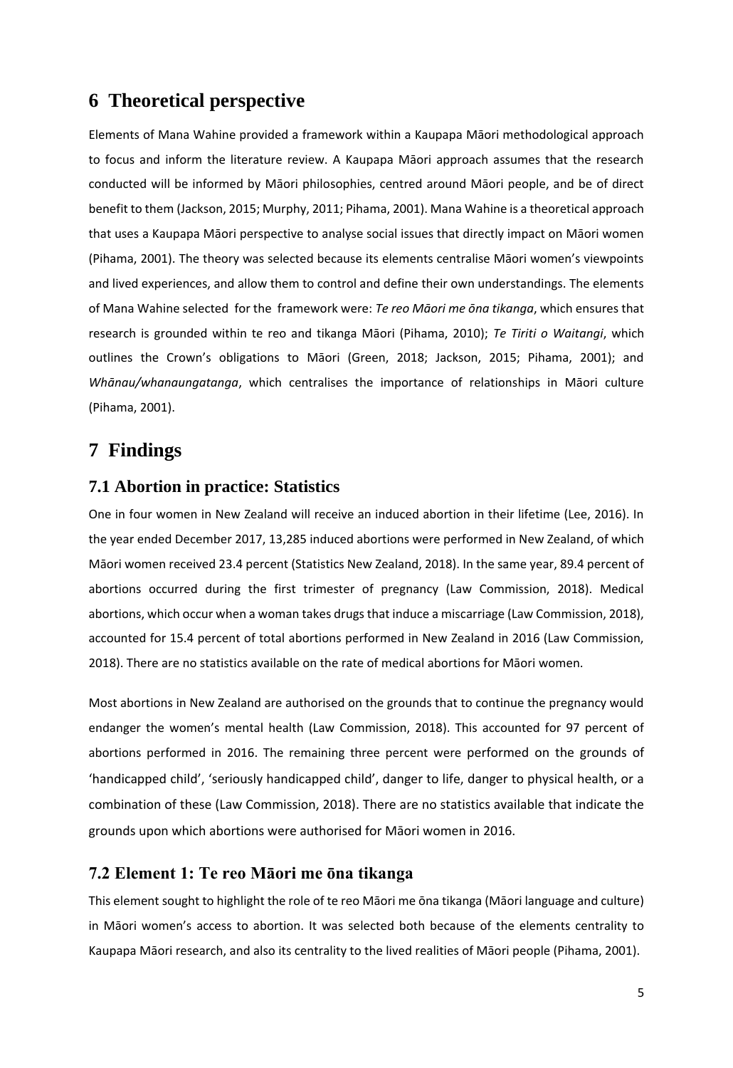# 6 Theoretical perspective

Elements of Mana Wahine provided a framework within a Kaupapa Māori methodological approach to focus and inform the literature review. A Kaupapa Māori approach assumes that the research conducted will be informed by Māori philosophies, centred around Māori people, and be of direct benefit to them (Jackson, 2015; Murphy, 2011; Pihama, 2001). Mana Wahine is a theoretical approach that uses a Kaupapa Māori perspective to analyse social issues that directly impact on Māori women (Pihama, 2001). The theory was selected because its elements centralise Māori women's viewpoints and lived experiences, and allow them to control and define their own understandings. The elements of Mana Wahine selected for the framework were: *Te reo Māori me ōna tikanga*, which ensures that research is grounded within te reo and tikanga Māori (Pihama, 2010); *Te Tiriti o Waitangi*, which outlines the Crown's obligations to Māori (Green, 2018; Jackson, 2015; Pihama, 2001); and *Whānau/whanaungatanga*, which centralises the importance of relationships in Māori culture (Pihama, 2001).

# 7 Findings

## 7.1 Abortion in practice: Statistics

One in four women in New Zealand will receive an induced abortion in their lifetime (Lee, 2016). In the year ended December 2017, 13,285 induced abortions were performed in New Zealand, of which Māori women received 23.4 percent (Statistics New Zealand, 2018). In the same year, 89.4 percent of abortions occurred during the first trimester of pregnancy (Law Commission, 2018). Medical abortions, which occur when a woman takes drugs that induce a miscarriage (Law Commission, 2018), accounted for 15.4 percent of total abortions performed in New Zealand in 2016 (Law Commission, 2018). There are no statistics available on the rate of medical abortions for Māori women.

Most abortions in New Zealand are authorised on the grounds that to continue the pregnancy would endanger the women's mental health (Law Commission, 2018). This accounted for 97 percent of abortions performed in 2016. The remaining three percent were performed on the grounds of 'handicapped child', 'seriously handicapped child', danger to life, danger to physical health, or a combination of these (Law Commission, 2018). There are no statistics available that indicate the grounds upon which abortions were authorised for Māori women in 2016.

## 7.2 Element 1: Te reo Māori me ōna tikanga

This element sought to highlight the role of te reo Māori me ōna tikanga (Māori language and culture) in Māori women's access to abortion. It was selected both because of the elements centrality to Kaupapa Māori research, and also its centrality to the lived realities of Māori people (Pihama, 2001).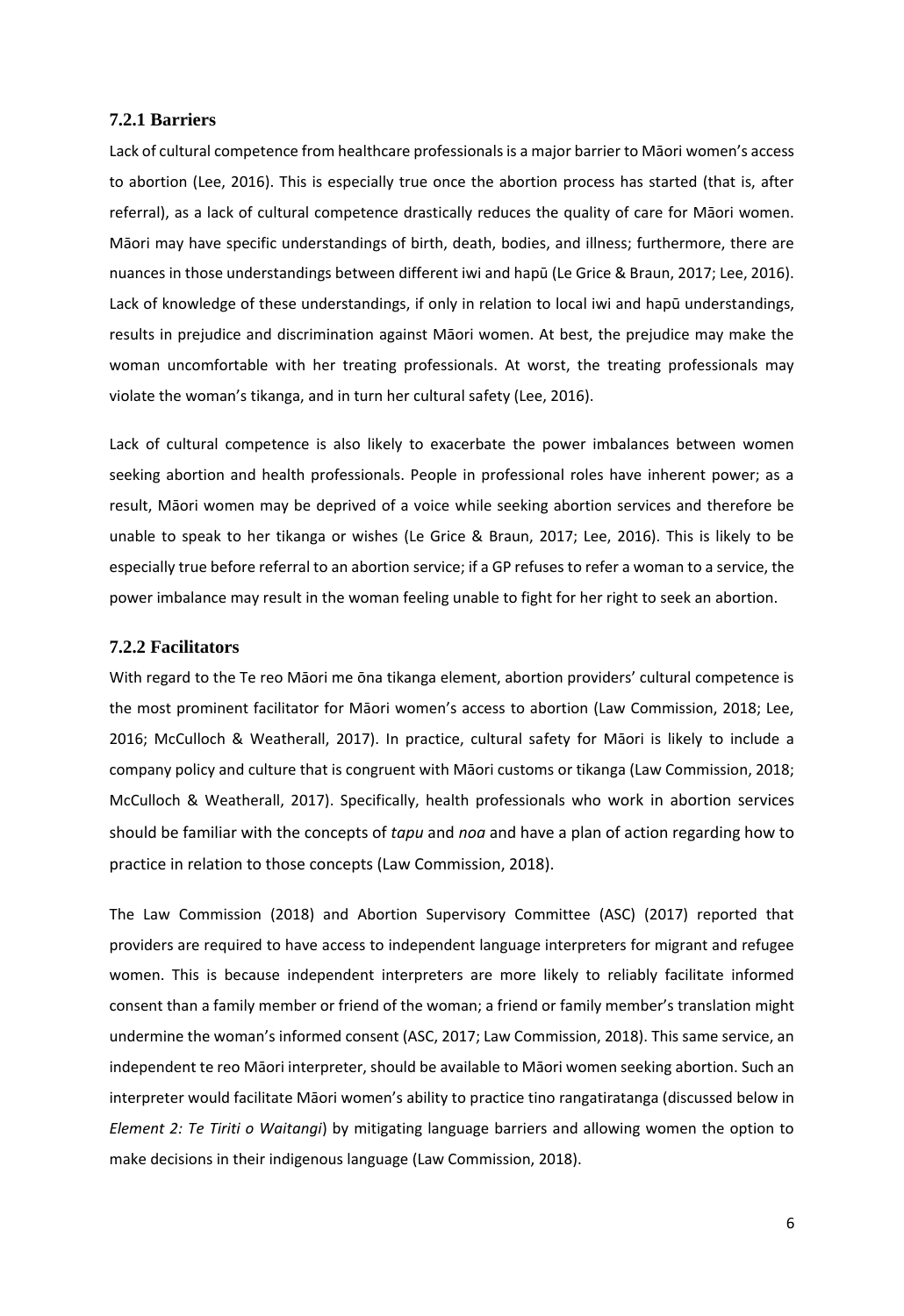### 7.2.1 Barriers

Lack of cultural competence from healthcare professionals is a major barrier to Māori women's access to abortion (Lee, 2016). This is especially true once the abortion process has started (that is, after referral), as a lack of cultural competence drastically reduces the quality of care for Māori women. Māori may have specific understandings of birth, death, bodies, and illness; furthermore, there are nuances in those understandings between different iwi and hapū (Le Grice & Braun, 2017; Lee, 2016). Lack of knowledge of these understandings, if only in relation to local iwi and hapū understandings, results in prejudice and discrimination against Māori women. At best, the prejudice may make the woman uncomfortable with her treating professionals. At worst, the treating professionals may violate the woman's tikanga, and in turn her cultural safety (Lee, 2016).

Lack of cultural competence is also likely to exacerbate the power imbalances between women seeking abortion and health professionals. People in professional roles have inherent power; as a result, Māori women may be deprived of a voice while seeking abortion services and therefore be unable to speak to her tikanga or wishes (Le Grice & Braun, 2017; Lee, 2016). This is likely to be especially true before referral to an abortion service; if a GP refuses to refer a woman to a service, the power imbalance may result in the woman feeling unable to fight for her right to seek an abortion.

### 7.2.2 Facilitators

With regard to the Te reo Māori me ōna tikanga element, abortion providers' cultural competence is the most prominent facilitator for Māori women's access to abortion (Law Commission, 2018; Lee, 2016; McCulloch & Weatherall, 2017). In practice, cultural safety for Māori is likely to include a company policy and culture that is congruent with Māori customs or tikanga (Law Commission, 2018; McCulloch & Weatherall, 2017). Specifically, health professionals who work in abortion services should be familiar with the concepts of *tapu* and *noa* and have a plan of action regarding how to practice in relation to those concepts (Law Commission, 2018).

The Law Commission (2018) and Abortion Supervisory Committee (ASC) (2017) reported that providers are required to have access to independent language interpreters for migrant and refugee women. This is because independent interpreters are more likely to reliably facilitate informed consent than a family member or friend of the woman; a friend or family member's translation might undermine the woman's informed consent (ASC, 2017; Law Commission, 2018). This same service, an independent te reo Māori interpreter, should be available to Māori women seeking abortion. Such an interpreter would facilitate Māori women's ability to practice tino rangatiratanga (discussed below in *Element 2: Te Tiriti o Waitangi*) by mitigating language barriers and allowing women the option to make decisions in their indigenous language (Law Commission, 2018).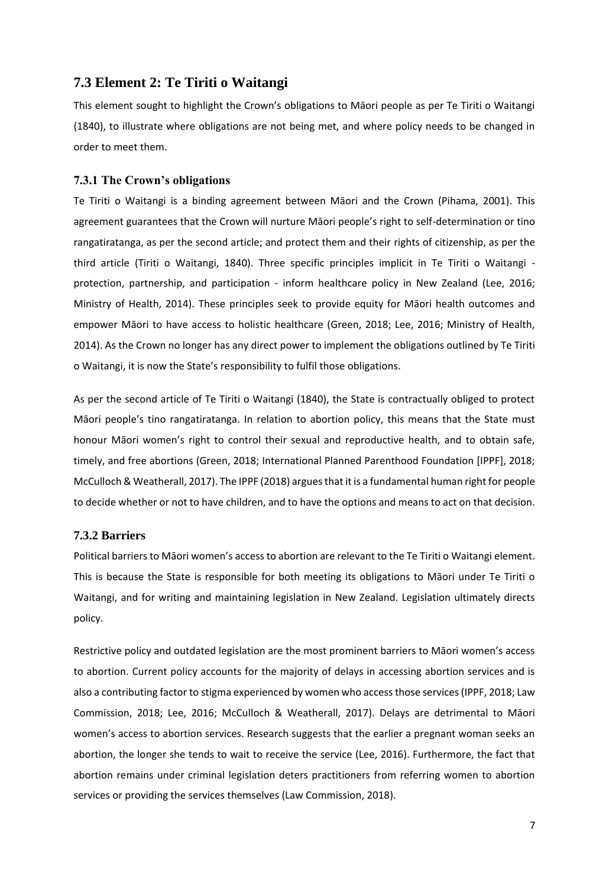## 7.3 Element 2: Te Tiriti o Waitangi

This element sought to highlight the Crown's obligations to Māori people as per Te Tiriti o Waitangi (1840), to illustrate where obligations are not being met, and where policy needs to be changed in order to meet them.

### 7.3.1 The Crown's obligations

Te Tiriti o Waitangi is a binding agreement between Māori and the Crown (Pihama, 2001). This agreement guarantees that the Crown will nurture Māori people's right to self-determination or tino rangatiratanga, as per the second article; and protect them and their rights of citizenship, as per the third article (Tiriti o Waitangi, 1840). Three specific principles implicit in Te Tiriti o Waitangi - protection, partnership, and participation - inform healthcare policy in New Zealand (Lee, 2016; Ministry of Health, 2014). These principles seek to provide equity for Māori health outcomes and empower Māori to have access to holistic healthcare (Green, 2018; Lee, 2016; Ministry of Health, 2014). As the Crown no longer has any direct power to implement the obligations outlined by Te Tiriti o Waitangi, it is now the State's responsibility to fulfil those obligations.

As per the second article of Te Tiriti o Waitangi (1840), the State is contractually obliged to protect Māori people's tino rangatiratanga. In relation to abortion policy, this means that the State must honour Māori women's right to control their sexual and reproductive health, and to obtain safe, timely, and free abortions (Green, 2018; International Planned Parenthood Foundation [IPPF], 2018; McCulloch & Weatherall, 2017). The IPPF (2018) argues that it is a fundamental human right for people to decide whether or not to have children, and to have the options and means to act on that decision.

### 7.3.2 Barriers

Political barriers to Māori women's access to abortion are relevant to the Te Tiriti o Waitangi element. This is because the State is responsible for both meeting its obligations to Māori under Te Tiriti o Waitangi, and for writing and maintaining legislation in New Zealand. Legislation ultimately directs policy.

Restrictive policy and outdated legislation are the most prominent barriers to Māori women's access to abortion. Current policy accounts for the majority of delays in accessing abortion services and is also a contributing factor to stigma experienced by women who access those services (IPPF, 2018; Law Commission, 2018; Lee, 2016; McCulloch & Weatherall, 2017). Delays are detrimental to Māori women's access to abortion services. Research suggests that the earlier a pregnant woman seeks an abortion, the longer she tends to wait to receive the service (Lee, 2016). Furthermore, the fact that abortion remains under criminal legislation deters practitioners from referring women to abortion services or providing the services themselves (Law Commission, 2018).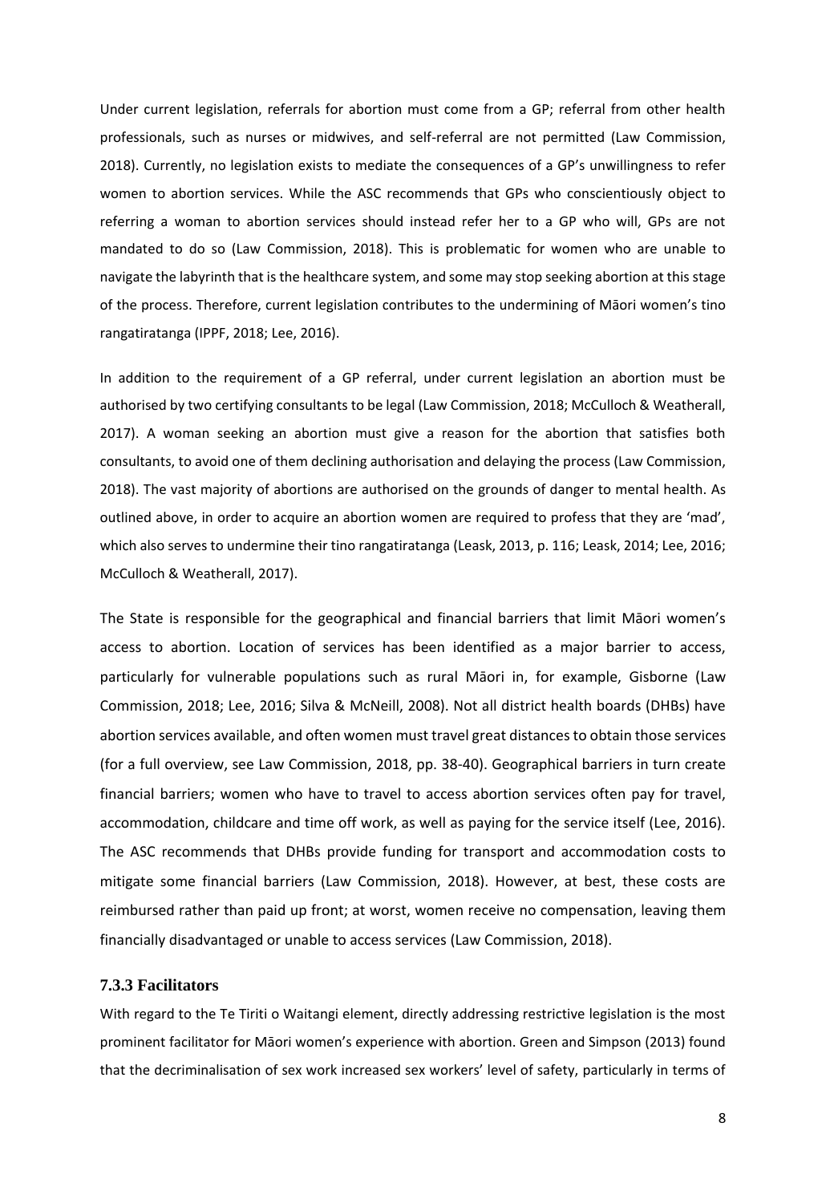Under current legislation, referrals for abortion must come from a GP; referral from other health professionals, such as nurses or midwives, and self-referral are not permitted (Law Commission, 2018). Currently, no legislation exists to mediate the consequences of a GP's unwillingness to refer women to abortion services. While the ASC recommends that GPs who conscientiously object to referring a woman to abortion services should instead refer her to a GP who will, GPs are not mandated to do so (Law Commission, 2018). This is problematic for women who are unable to navigate the labyrinth that is the healthcare system, and some may stop seeking abortion at this stage of the process. Therefore, current legislation contributes to the undermining of Māori women's tino rangatiratanga (IPPF, 2018; Lee, 2016).

In addition to the requirement of a GP referral, under current legislation an abortion must be authorised by two certifying consultants to be legal (Law Commission, 2018; McCulloch & Weatherall, 2017). A woman seeking an abortion must give a reason for the abortion that satisfies both consultants, to avoid one of them declining authorisation and delaying the process (Law Commission, 2018). The vast majority of abortions are authorised on the grounds of danger to mental health. As outlined above, in order to acquire an abortion women are required to profess that they are 'mad', which also serves to undermine their tino rangatiratanga (Leask, 2013, p. 116; Leask, 2014; Lee, 2016; McCulloch & Weatherall, 2017).

The State is responsible for the geographical and financial barriers that limit Māori women's access to abortion. Location of services has been identified as a major barrier to access, particularly for vulnerable populations such as rural Māori in, for example, Gisborne (Law Commission, 2018; Lee, 2016; Silva & McNeill, 2008). Not all district health boards (DHBs) have abortion services available, and often women must travel great distances to obtain those services (for a full overview, see Law Commission, 2018, pp. 38-40). Geographical barriers in turn create financial barriers; women who have to travel to access abortion services often pay for travel, accommodation, childcare and time off work, as well as paying for the service itself (Lee, 2016). The ASC recommends that DHBs provide funding for transport and accommodation costs to mitigate some financial barriers (Law Commission, 2018). However, at best, these costs are reimbursed rather than paid up front; at worst, women receive no compensation, leaving them financially disadvantaged or unable to access services (Law Commission, 2018).

### 7.3.3 Facilitators

With regard to the Te Tiriti o Waitangi element, directly addressing restrictive legislation is the most prominent facilitator for Māori women's experience with abortion. Green and Simpson (2013) found that the decriminalisation of sex work increased sex workers' level of safety, particularly in terms of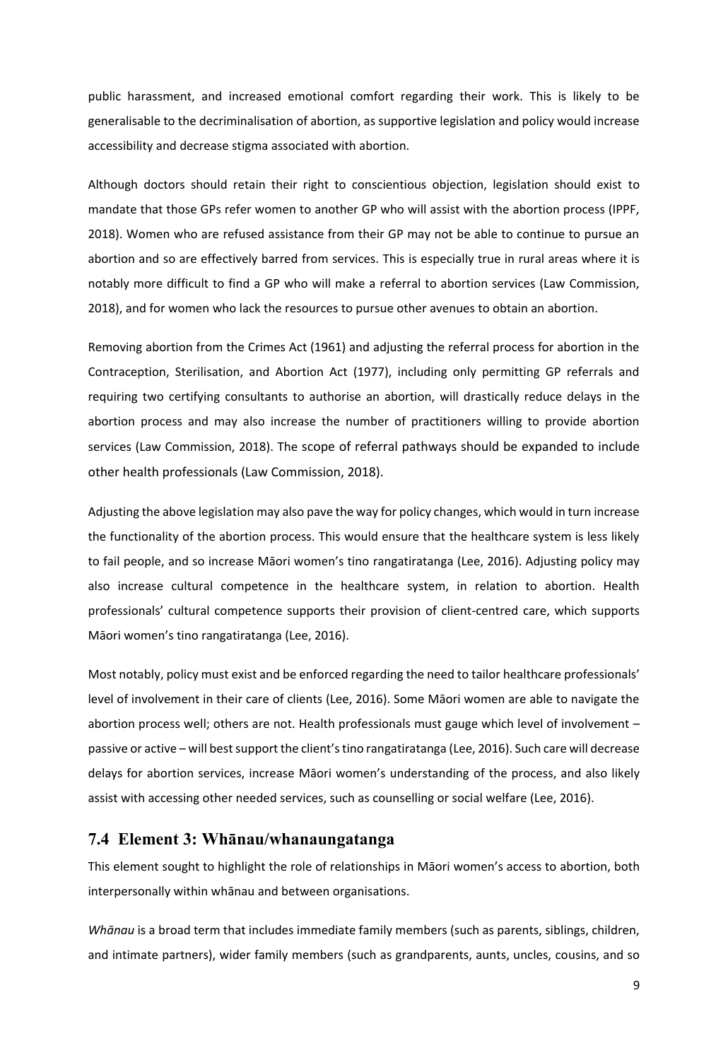public harassment, and increased emotional comfort regarding their work. This is likely to be generalisable to the decriminalisation of abortion, as supportive legislation and policy would increase accessibility and decrease stigma associated with abortion.

Although doctors should retain their right to conscientious objection, legislation should exist to mandate that those GPs refer women to another GP who will assist with the abortion process (IPPF, 2018). Women who are refused assistance from their GP may not be able to continue to pursue an abortion and so are effectively barred from services. This is especially true in rural areas where it is notably more difficult to find a GP who will make a referral to abortion services (Law Commission, 2018), and for women who lack the resources to pursue other avenues to obtain an abortion.

Removing abortion from the Crimes Act (1961) and adjusting the referral process for abortion in the Contraception, Sterilisation, and Abortion Act (1977), including only permitting GP referrals and requiring two certifying consultants to authorise an abortion, will drastically reduce delays in the abortion process and may also increase the number of practitioners willing to provide abortion services (Law Commission, 2018). The scope of referral pathways should be expanded to include other health professionals (Law Commission, 2018).

Adjusting the above legislation may also pave the way for policy changes, which would in turn increase the functionality of the abortion process. This would ensure that the healthcare system is less likely to fail people, and so increase Māori women's tino rangatiratanga (Lee, 2016). Adjusting policy may also increase cultural competence in the healthcare system, in relation to abortion. Health professionals' cultural competence supports their provision of client-centred care, which supports Māori women's tino rangatiratanga (Lee, 2016).

Most notably, policy must exist and be enforced regarding the need to tailor healthcare professionals' level of involvement in their care of clients (Lee, 2016). Some Māori women are able to navigate the abortion process well; others are not. Health professionals must gauge which level of involvement – passive or active – will best support the client's tino rangatiratanga (Lee, 2016). Such care will decrease delays for abortion services, increase Māori women's understanding of the process, and also likely assist with accessing other needed services, such as counselling or social welfare (Lee, 2016).

## 7.4 Element 3: Whānau/whanaungatanga

This element sought to highlight the role of relationships in Māori women's access to abortion, both interpersonally within whānau and between organisations.

*Whānau* is a broad term that includes immediate family members (such as parents, siblings, children, and intimate partners), wider family members (such as grandparents, aunts, uncles, cousins, and so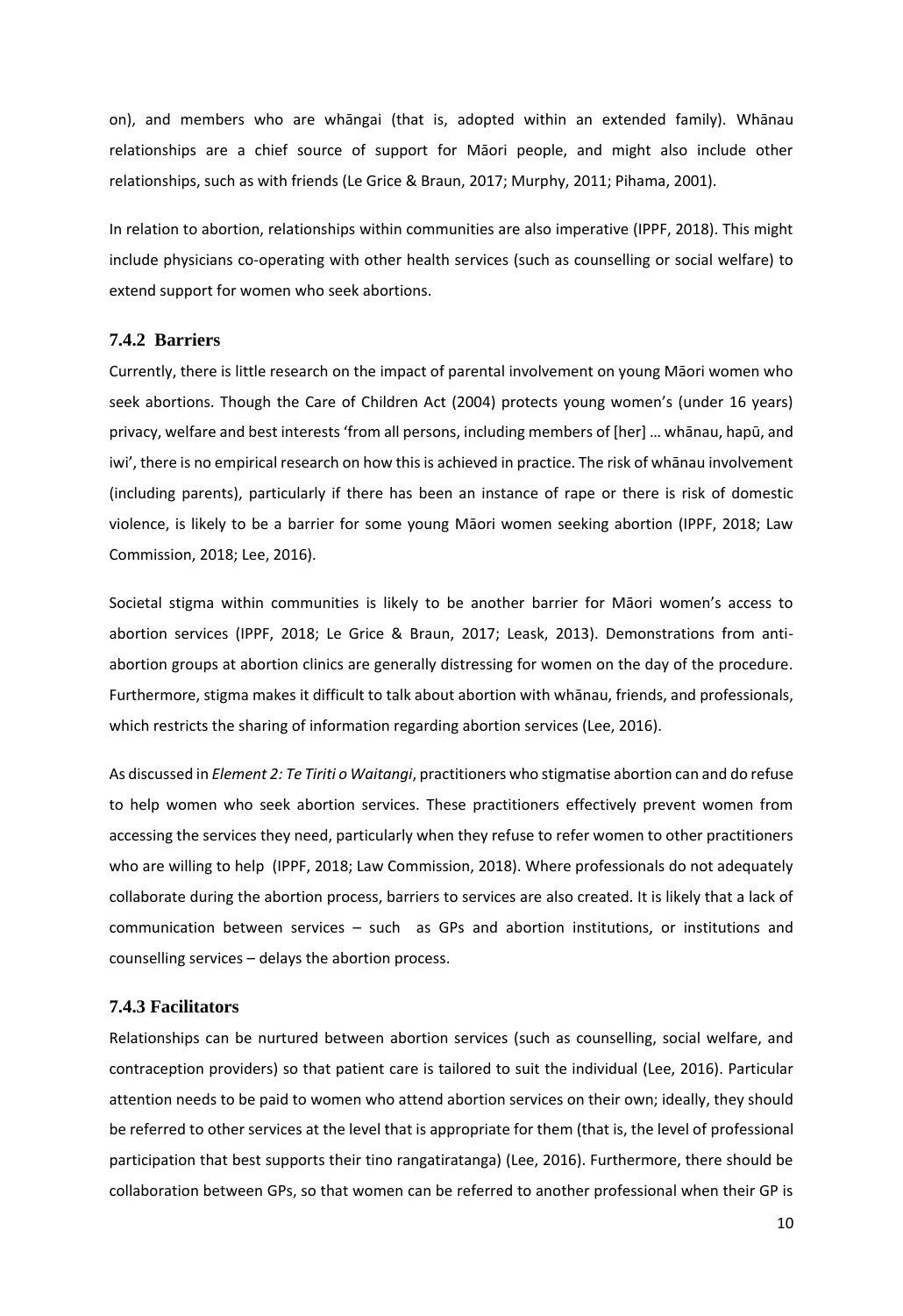on), and members who are whāngai (that is, adopted within an extended family). Whānau relationships are a chief source of support for Māori people, and might also include other relationships, such as with friends (Le Grice & Braun, 2017; Murphy, 2011; Pihama, 2001).

In relation to abortion, relationships within communities are also imperative (IPPF, 2018). This might include physicians co-operating with other health services (such as counselling or social welfare) to extend support for women who seek abortions.

### 7.4.2 Barriers

Currently, there is little research on the impact of parental involvement on young Māori women who seek abortions. Though the Care of Children Act (2004) protects young women's (under 16 years) privacy, welfare and best interests 'from all persons, including members of [her] … whānau, hapū, and iwi', there is no empirical research on how this is achieved in practice. The risk of whānau involvement (including parents), particularly if there has been an instance of rape or there is risk of domestic violence, is likely to be a barrier for some young Māori women seeking abortion (IPPF, 2018; Law Commission, 2018; Lee, 2016).

Societal stigma within communities is likely to be another barrier for Māori women's access to abortion services (IPPF, 2018; Le Grice & Braun, 2017; Leask, 2013). Demonstrations from anti-abortion groups at abortion clinics are generally distressing for women on the day of the procedure. Furthermore, stigma makes it difficult to talk about abortion with whānau, friends, and professionals, which restricts the sharing of information regarding abortion services (Lee, 2016).

As discussed in *Element 2: Te Tiriti o Waitangi*, practitioners who stigmatise abortion can and do refuse to help women who seek abortion services. These practitioners effectively prevent women from accessing the services they need, particularly when they refuse to refer women to other practitioners who are willing to help (IPPF, 2018; Law Commission, 2018). Where professionals do not adequately collaborate during the abortion process, barriers to services are also created. It is likely that a lack of communication between services – such as GPs and abortion institutions, or institutions and counselling services – delays the abortion process.

### 7.4.3 Facilitators

Relationships can be nurtured between abortion services (such as counselling, social welfare, and contraception providers) so that patient care is tailored to suit the individual (Lee, 2016). Particular attention needs to be paid to women who attend abortion services on their own; ideally, they should be referred to other services at the level that is appropriate for them (that is, the level of professional participation that best supports their tino rangatiratanga) (Lee, 2016). Furthermore, there should be collaboration between GPs, so that women can be referred to another professional when their GP is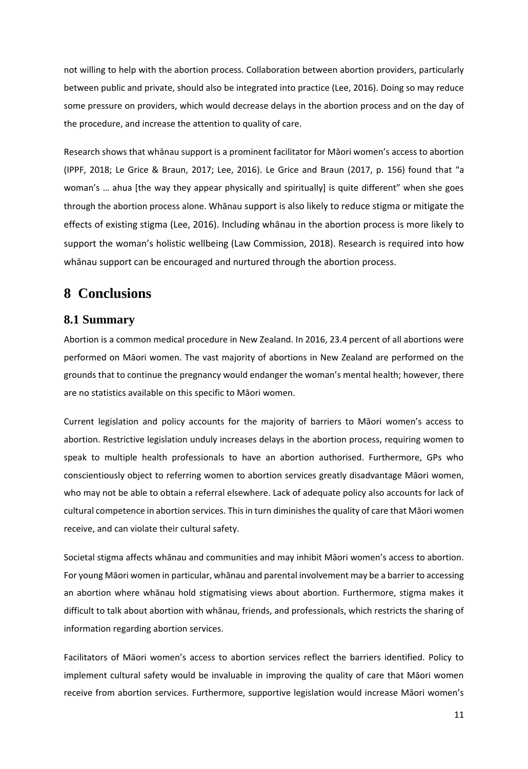not willing to help with the abortion process. Collaboration between abortion providers, particularly between public and private, should also be integrated into practice (Lee, 2016). Doing so may reduce some pressure on providers, which would decrease delays in the abortion process and on the day of the procedure, and increase the attention to quality of care.

Research shows that whānau support is a prominent facilitator for Māori women's access to abortion (IPPF, 2018; Le Grice & Braun, 2017; Lee, 2016). Le Grice and Braun (2017, p. 156) found that "a woman's … ahua [the way they appear physically and spiritually] is quite different" when she goes through the abortion process alone. Whānau support is also likely to reduce stigma or mitigate the effects of existing stigma (Lee, 2016). Including whānau in the abortion process is more likely to support the woman's holistic wellbeing (Law Commission, 2018). Research is required into how whānau support can be encouraged and nurtured through the abortion process.

# 8 Conclusions

## 8.1 Summary

Abortion is a common medical procedure in New Zealand. In 2016, 23.4 percent of all abortions were performed on Māori women. The vast majority of abortions in New Zealand are performed on the grounds that to continue the pregnancy would endanger the woman's mental health; however, there are no statistics available on this specific to Māori women.

Current legislation and policy accounts for the majority of barriers to Māori women's access to abortion. Restrictive legislation unduly increases delays in the abortion process, requiring women to speak to multiple health professionals to have an abortion authorised. Furthermore, GPs who conscientiously object to referring women to abortion services greatly disadvantage Māori women, who may not be able to obtain a referral elsewhere. Lack of adequate policy also accounts for lack of cultural competence in abortion services. This in turn diminishes the quality of care that Māori women receive, and can violate their cultural safety.

Societal stigma affects whānau and communities and may inhibit Māori women's access to abortion. For young Māori women in particular, whānau and parental involvement may be a barrier to accessing an abortion where whānau hold stigmatising views about abortion. Furthermore, stigma makes it difficult to talk about abortion with whānau, friends, and professionals, which restricts the sharing of information regarding abortion services.

Facilitators of Māori women's access to abortion services reflect the barriers identified. Policy to implement cultural safety would be invaluable in improving the quality of care that Māori women receive from abortion services. Furthermore, supportive legislation would increase Māori women's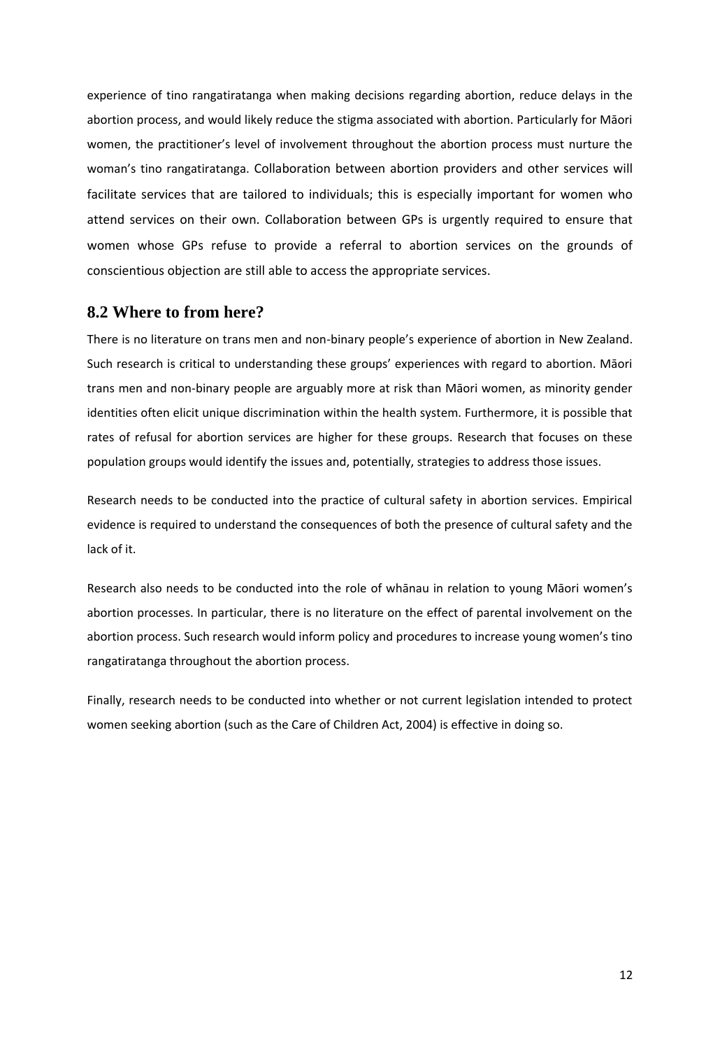experience of tino rangatiratanga when making decisions regarding abortion, reduce delays in the abortion process, and would likely reduce the stigma associated with abortion. Particularly for Māori women, the practitioner's level of involvement throughout the abortion process must nurture the woman's tino rangatiratanga. Collaboration between abortion providers and other services will facilitate services that are tailored to individuals; this is especially important for women who attend services on their own. Collaboration between GPs is urgently required to ensure that women whose GPs refuse to provide a referral to abortion services on the grounds of conscientious objection are still able to access the appropriate services.

## 8.2 Where to from here?

There is no literature on trans men and non-binary people's experience of abortion in New Zealand. Such research is critical to understanding these groups' experiences with regard to abortion. Māori trans men and non-binary people are arguably more at risk than Māori women, as minority gender identities often elicit unique discrimination within the health system. Furthermore, it is possible that rates of refusal for abortion services are higher for these groups. Research that focuses on these population groups would identify the issues and, potentially, strategies to address those issues.

Research needs to be conducted into the practice of cultural safety in abortion services. Empirical evidence is required to understand the consequences of both the presence of cultural safety and the lack of it.

Research also needs to be conducted into the role of whānau in relation to young Māori women's abortion processes. In particular, there is no literature on the effect of parental involvement on the abortion process. Such research would inform policy and procedures to increase young women's tino rangatiratanga throughout the abortion process.

Finally, research needs to be conducted into whether or not current legislation intended to protect women seeking abortion (such as the Care of Children Act, 2004) is effective in doing so.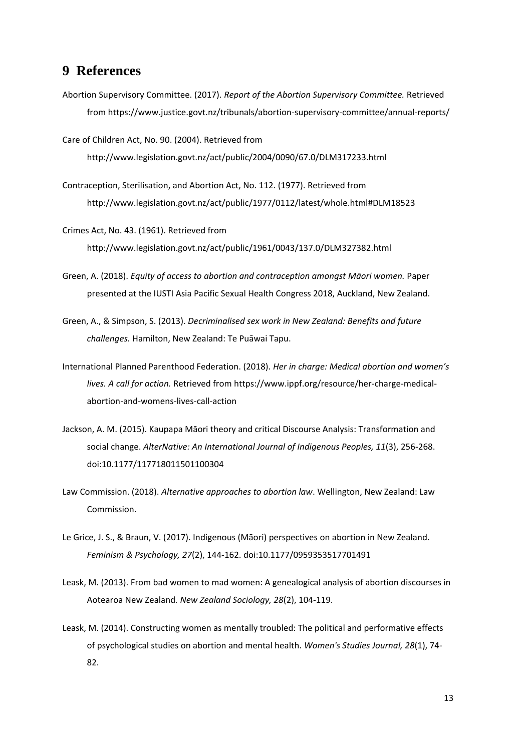# 9 References

Abortion Supervisory Committee. (2017). *Report of the Abortion Supervisory Committee.* Retrieved from https://www.justice.govt.nz/tribunals/abortion-supervisory-committee/annual-reports/

Care of Children Act, No. 90. (2004). Retrieved from http://www.legislation.govt.nz/act/public/2004/0090/67.0/DLM317233.html

Contraception, Sterilisation, and Abortion Act, No. 112. (1977). Retrieved from http://www.legislation.govt.nz/act/public/1977/0112/latest/whole.html#DLM18523

Crimes Act, No. 43. (1961). Retrieved from http://www.legislation.govt.nz/act/public/1961/0043/137.0/DLM327382.html

Green, A. (2018). *Equity of access to abortion and contraception amongst Māori women.* Paper presented at the IUSTI Asia Pacific Sexual Health Congress 2018, Auckland, New Zealand.

Green, A., & Simpson, S. (2013). *Decriminalised sex work in New Zealand: Benefits and future challenges.* Hamilton, New Zealand: Te Puāwai Tapu.

International Planned Parenthood Federation. (2018). *Her in charge: Medical abortion and women's lives. A call for action.* Retrieved from https://www.ippf.org/resource/her-charge-medical-abortion-and-womens-lives-call-action

Jackson, A. M. (2015). Kaupapa Māori theory and critical Discourse Analysis: Transformation and social change. *AlterNative: An International Journal of Indigenous Peoples, 11*(3), 256-268. doi:10.1177/117718011501100304

Law Commission. (2018). *Alternative approaches to abortion law*. Wellington, New Zealand: Law Commission.

Le Grice, J. S., & Braun, V. (2017). Indigenous (Māori) perspectives on abortion in New Zealand. *Feminism & Psychology, 27*(2), 144-162. doi:10.1177/0959353517701491

Leask, M. (2013). From bad women to mad women: A genealogical analysis of abortion discourses in Aotearoa New Zealand*. New Zealand Sociology, 28*(2), 104-119.

Leask, M. (2014). Constructing women as mentally troubled: The political and performative effects of psychological studies on abortion and mental health. *Women's Studies Journal, 28*(1), 74-82.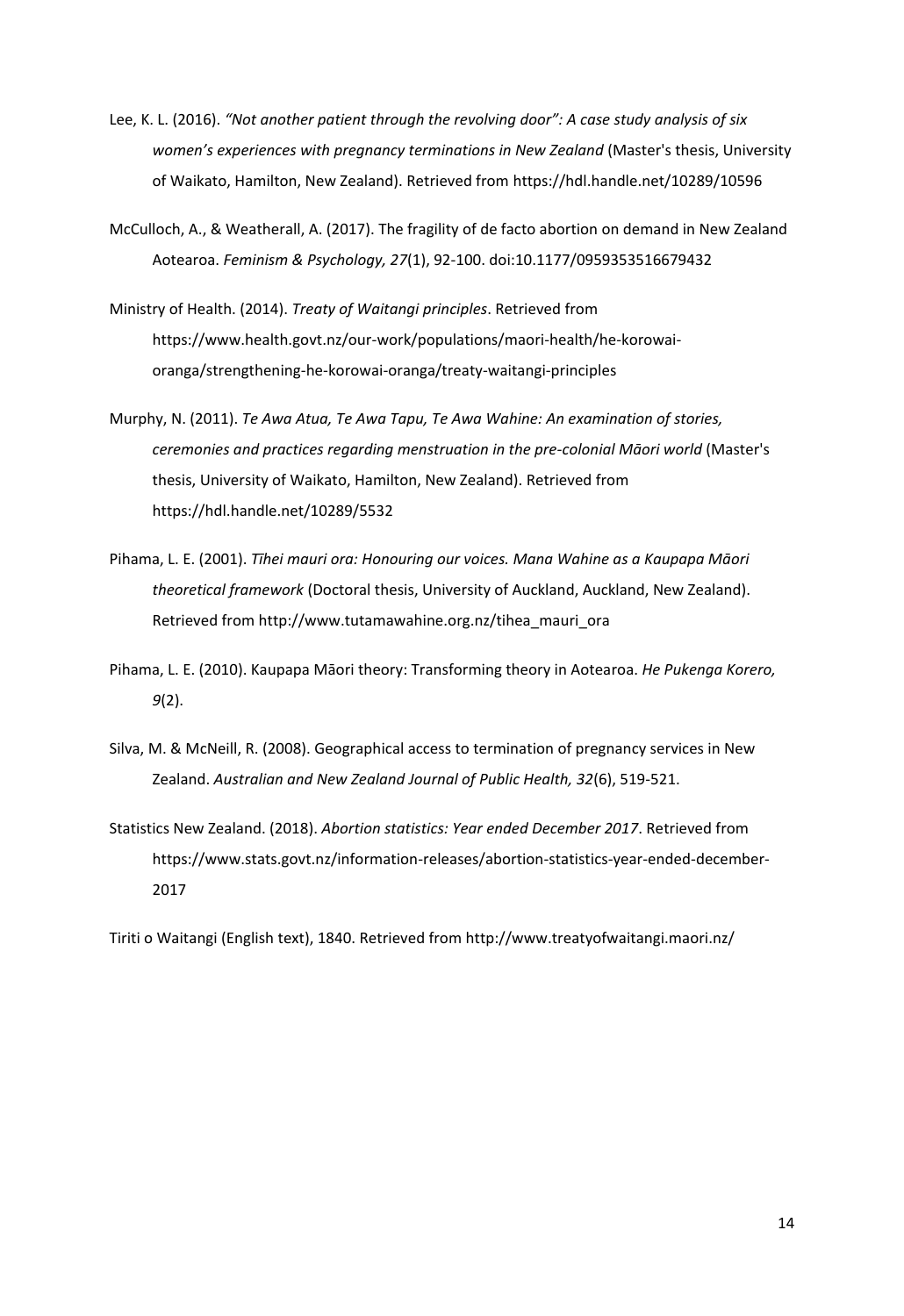Lee, K. L. (2016). *"Not another patient through the revolving door": A case study analysis of six women's experiences with pregnancy terminations in New Zealand* (Master's thesis, University of Waikato, Hamilton, New Zealand). Retrieved from https://hdl.handle.net/10289/10596

McCulloch, A., & Weatherall, A. (2017). The fragility of de facto abortion on demand in New Zealand Aotearoa. *Feminism & Psychology, 27*(1), 92-100. doi:10.1177/0959353516679432

Ministry of Health. (2014). *Treaty of Waitangi principles*. Retrieved from https://www.health.govt.nz/our-work/populations/maori-health/he-korowai-oranga/strengthening-he-korowai-oranga/treaty-waitangi-principles

Murphy, N. (2011). *Te Awa Atua, Te Awa Tapu, Te Awa Wahine: An examination of stories, ceremonies and practices regarding menstruation in the pre-colonial Māori world* (Master's thesis, University of Waikato, Hamilton, New Zealand). Retrieved from https://hdl.handle.net/10289/5532

Pihama, L. E. (2001). *Tīhei mauri ora: Honouring our voices. Mana Wahine as a Kaupapa Māori theoretical framework* (Doctoral thesis, University of Auckland, Auckland, New Zealand). Retrieved from http://www.tutamawahine.org.nz/tihea_mauri_ora

Pihama, L. E. (2010). Kaupapa Māori theory: Transforming theory in Aotearoa. *He Pukenga Korero, 9*(2).

Silva, M. & McNeill, R. (2008). Geographical access to termination of pregnancy services in New Zealand. *Australian and New Zealand Journal of Public Health, 32*(6), 519-521.

Statistics New Zealand. (2018). *Abortion statistics: Year ended December 2017*. Retrieved from https://www.stats.govt.nz/information-releases/abortion-statistics-year-ended-december-2017

Tiriti o Waitangi (English text), 1840. Retrieved from http://www.treatyofwaitangi.maori.nz/